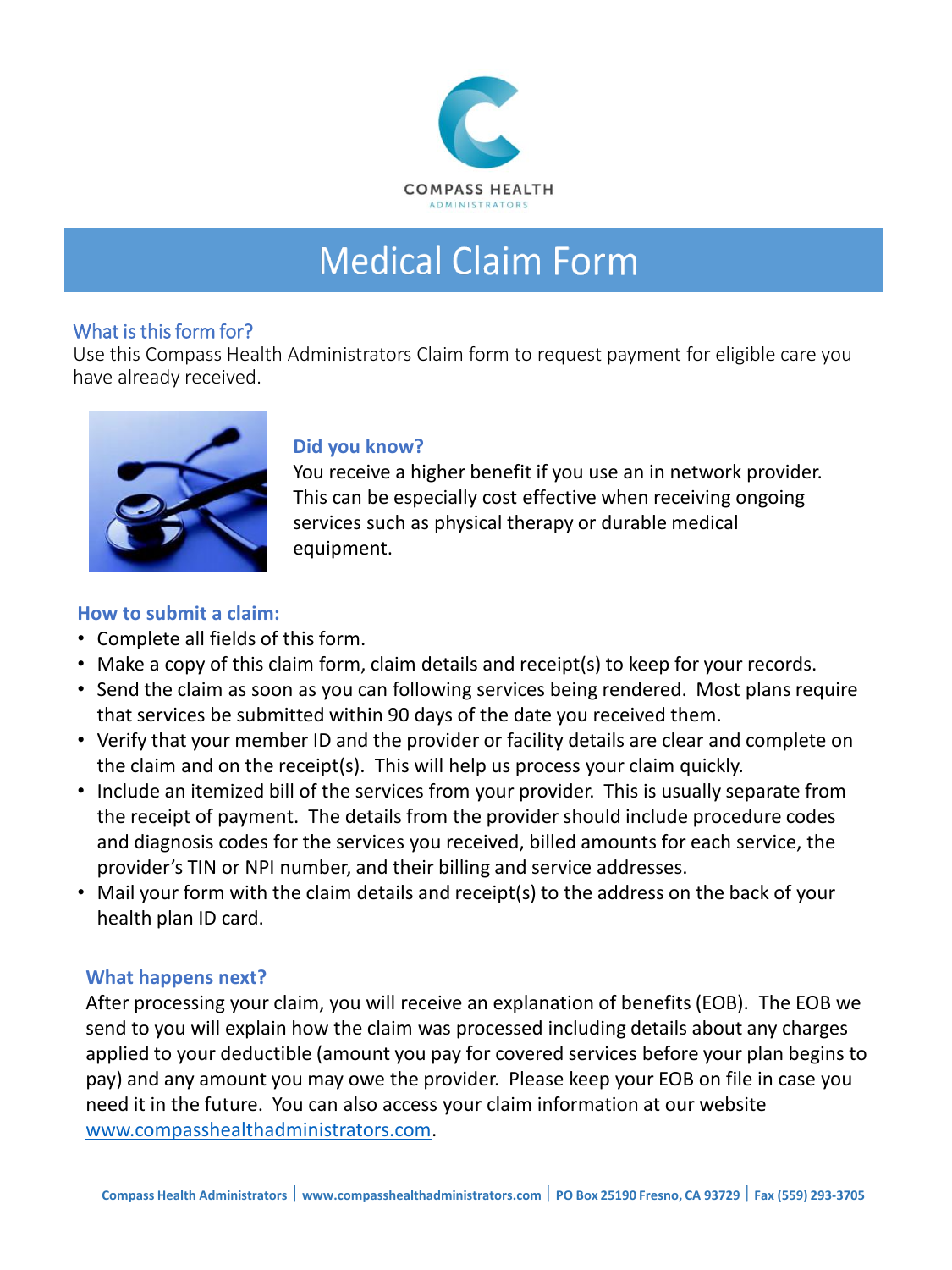COMPASS HEALTH
ADMINISTRATORS

# Medical Claim Form

## What is this form for?

Use this Compass Health Administrators Claim form to request payment for eligible care you have already received.

### Did you know?

You receive a higher benefit if you use an in network provider. This can be especially cost effective when receiving ongoing services such as physical therapy or durable medical equipment.

### How to submit a claim:

- Complete all fields of this form.
- Make a copy of this claim form, claim details and receipt(s) to keep for your records.
- Send the claim as soon as you can following services being rendered. Most plans require that services be submitted within 90 days of the date you received them.
- Verify that your member ID and the provider or facility details are clear and complete on the claim and on the receipt(s). This will help us process your claim quickly.
- Include an itemized bill of the services from your provider. This is usually separate from the receipt of payment. The details from the provider should include procedure codes and diagnosis codes for the services you received, billed amounts for each service, the provider's TIN or NPI number, and their billing and service addresses.
- Mail your form with the claim details and receipt(s) to the address on the back of your health plan ID card.

### What happens next?

After processing your claim, you will receive an explanation of benefits (EOB). The EOB we send to you will explain how the claim was processed including details about any charges applied to your deductible (amount you pay for covered services before your plan begins to pay) and any amount you may owe the provider. Please keep your EOB on file in case you need it in the future. You can also access your claim information at our website www.compasshealthadministrators.com.

Compass Health Administrators | www.compasshealthadministrators.com | PO Box 25190 Fresno, CA 93729 | Fax (559) 293-3705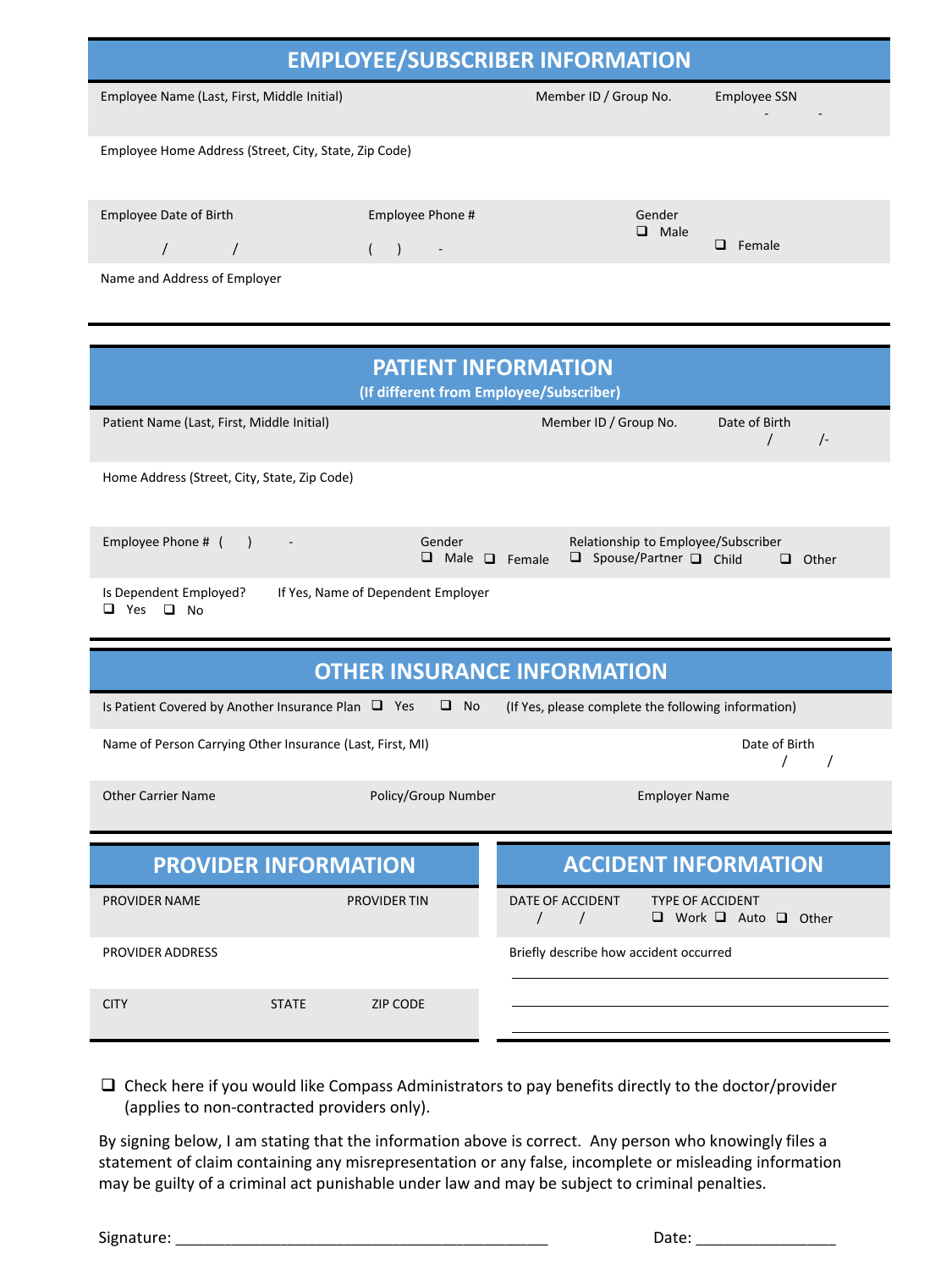## EMPLOYEE/SUBSCRIBER INFORMATION

| Employee Name (Last, First, Middle Initial) | Member ID / Group No. | Employee SSN - - |
|---|---|---|

Employee Home Address (Street, City, State, Zip Code)

| Employee Date of Birth / / | Employee Phone # ( ) - | Gender ❑ Male ❑ Female |
|---|---|---|

Name and Address of Employer

## PATIENT INFORMATION

**(If different from Employee/Subscriber)**

| Patient Name (Last, First, Middle Initial) | Member ID / Group No. | Date of Birth / /- |
|---|---|---|

Home Address (Street, City, State, Zip Code)

| Employee Phone # ( ) - | Gender ❑ Male ❑ Female | Relationship to Employee/Subscriber ❑ Spouse/Partner ❑ Child ❑ Other |
|---|---|---|

| Is Dependent Employed? ❑ Yes ❑ No | If Yes, Name of Dependent Employer |
|---|---|

## OTHER INSURANCE INFORMATION

Is Patient Covered by Another Insurance Plan ❑ Yes ❑ No (If Yes, please complete the following information)

| Name of Person Carrying Other Insurance (Last, First, MI) | Date of Birth / / |
|---|---|

| Other Carrier Name | Policy/Group Number | Employer Name |
|---|---|---|

## PROVIDER INFORMATION

| PROVIDER NAME | PROVIDER TIN |
|---|---|

PROVIDER ADDRESS

| CITY | STATE | ZIP CODE |
|---|---|---|

## ACCIDENT INFORMATION

| DATE OF ACCIDENT / / | TYPE OF ACCIDENT ❑ Work ❑ Auto ❑ Other |
|---|---|

Briefly describe how accident occurred

________________________________________

________________________________________

________________________________________

❑ Check here if you would like Compass Administrators to pay benefits directly to the doctor/provider (applies to non-contracted providers only).

By signing below, I am stating that the information above is correct. Any person who knowingly files a statement of claim containing any misrepresentation or any false, incomplete or misleading information may be guilty of a criminal act punishable under law and may be subject to criminal penalties.

Signature: ____________________________________________ Date: ________________